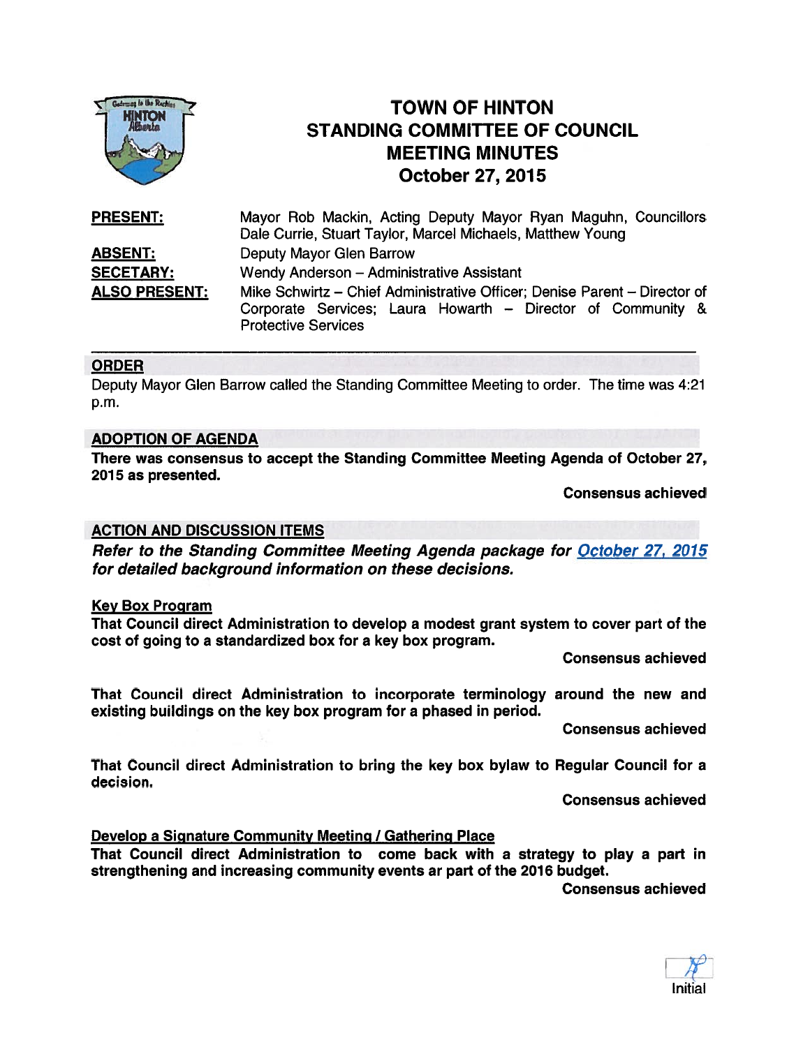# TOWN OF HINTON
# STANDING COMMITTEE OF COUNCIL
# MEETING MINUTES
# October 27, 2015

**PRESENT:** Mayor Rob Mackin, Acting Deputy Mayor Ryan Maguhn, Councillors Dale Currie, Stuart Taylor, Marcel Michaels, Matthew Young

**ABSENT:** Deputy Mayor Glen Barrow

**SECETARY:** Wendy Anderson – Administrative Assistant

**ALSO PRESENT:** Mike Schwirtz – Chief Administrative Officer; Denise Parent – Director of Corporate Services; Laura Howarth – Director of Community & Protective Services

---

## ORDER

Deputy Mayor Glen Barrow called the Standing Committee Meeting to order. The time was 4:21 p.m.

## ADOPTION OF AGENDA

**There was consensus to accept the Standing Committee Meeting Agenda of October 27, 2015 as presented.**

**Consensus achieved**

## ACTION AND DISCUSSION ITEMS

***Refer to the Standing Committee Meeting Agenda package for October 27, 2015 for detailed background information on these decisions.***

### Key Box Program

**That Council direct Administration to develop a modest grant system to cover part of the cost of going to a standardized box for a key box program.**

**Consensus achieved**

**That Council direct Administration to incorporate terminology around the new and existing buildings on the key box program for a phased in period.**

**Consensus achieved**

**That Council direct Administration to bring the key box bylaw to Regular Council for a decision.**

**Consensus achieved**

### Develop a Signature Community Meeting / Gathering Place

**That Council direct Administration to come back with a strategy to play a part in strengthening and increasing community events ar part of the 2016 budget.**

**Consensus achieved**

Initial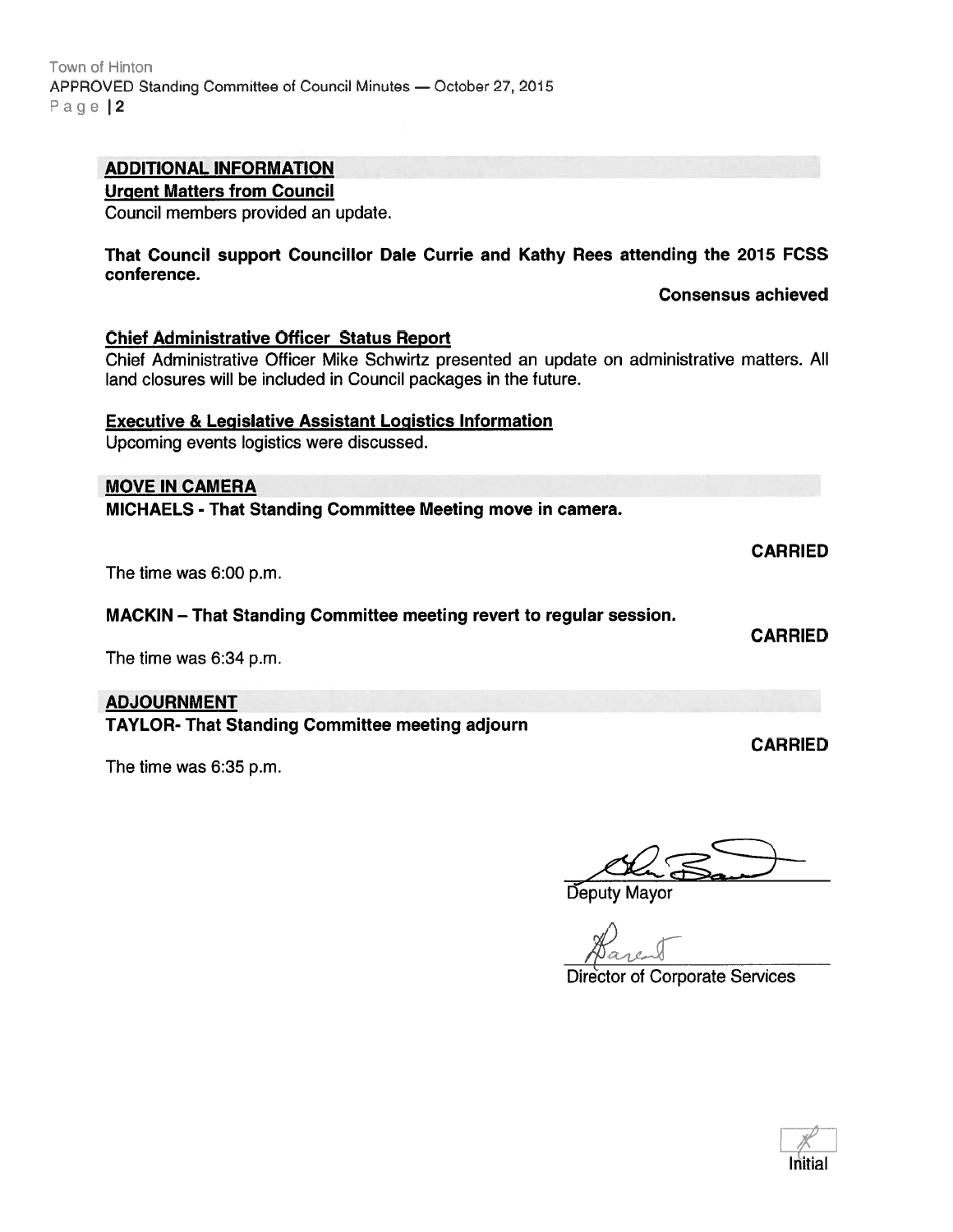## ADDITIONAL INFORMATION

**Urgent Matters from Council**

Council members provided an update.

**That Council support Councillor Dale Currie and Kathy Rees attending the 2015 FCSS conference.**

**Consensus achieved**

**Chief Administrative Officer Status Report**

Chief Administrative Officer Mike Schwirtz presented an update on administrative matters. All land closures will be included in Council packages in the future.

**Executive & Legislative Assistant Logistics Information**

Upcoming events logistics were discussed.

## MOVE IN CAMERA

**MICHAELS - That Standing Committee Meeting move in camera.**

**CARRIED**

The time was 6:00 p.m.

**MACKIN – That Standing Committee meeting revert to regular session.**

**CARRIED**

The time was 6:34 p.m.

## ADJOURNMENT

**TAYLOR- That Standing Committee meeting adjourn**

**CARRIED**

The time was 6:35 p.m.

Deputy Mayor

Director of Corporate Services

Initial